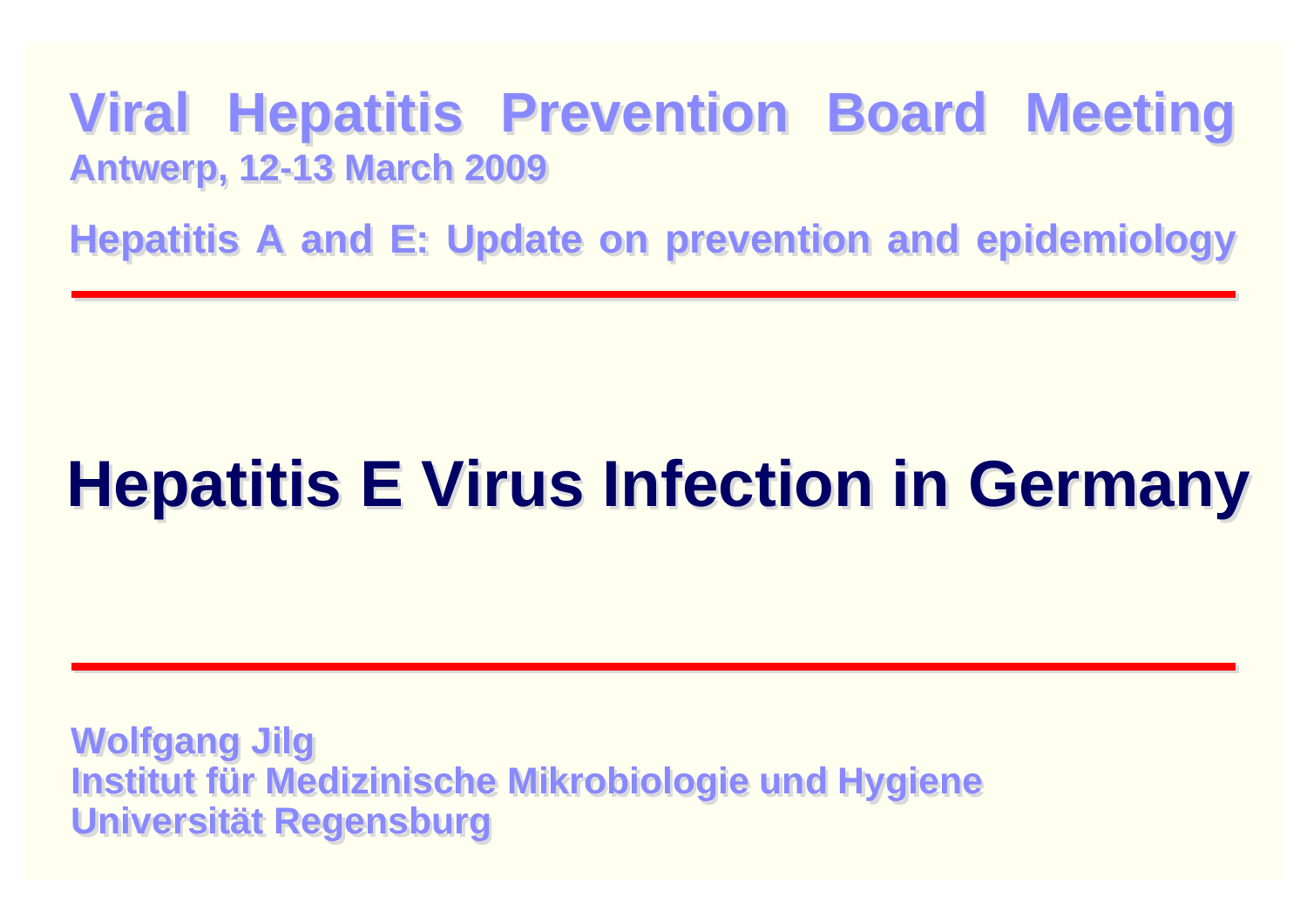**Viral Hepatitis Prevention Board Meeting**
**Antwerp, 12-13 March 2009**

**Hepatitis A and E: Update on prevention and epidemiology**

---

# Hepatitis E Virus Infection in Germany

---

**Wolfgang Jilg**
**Institut für Medizinische Mikrobiologie und Hygiene**
**Universität Regensburg**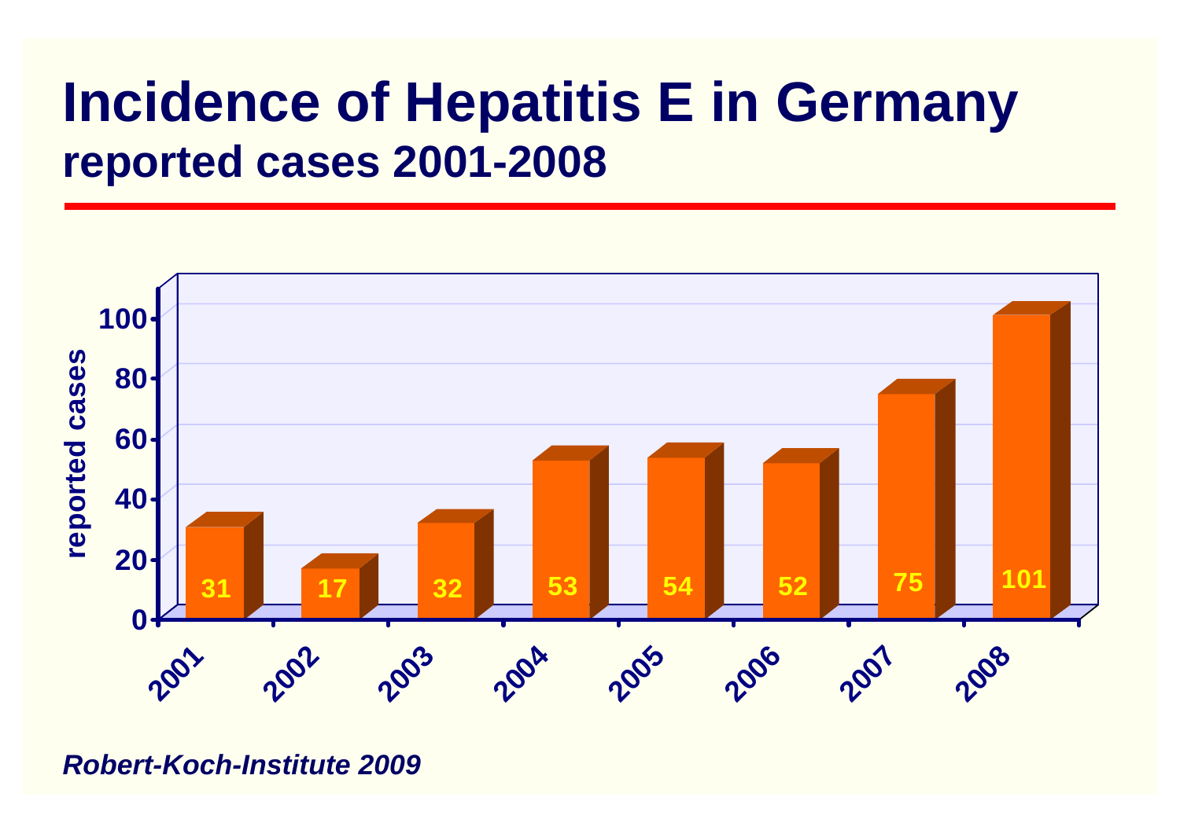# Incidence of Hepatitis E in Germany

## reported cases 2001-2008

reported cases

0
20
40
60
80
100

31
17
32
53
54
52
75
101

2001
2002
2003
2004
2005
2006
2007
2008

*Robert-Koch-Institute 2009*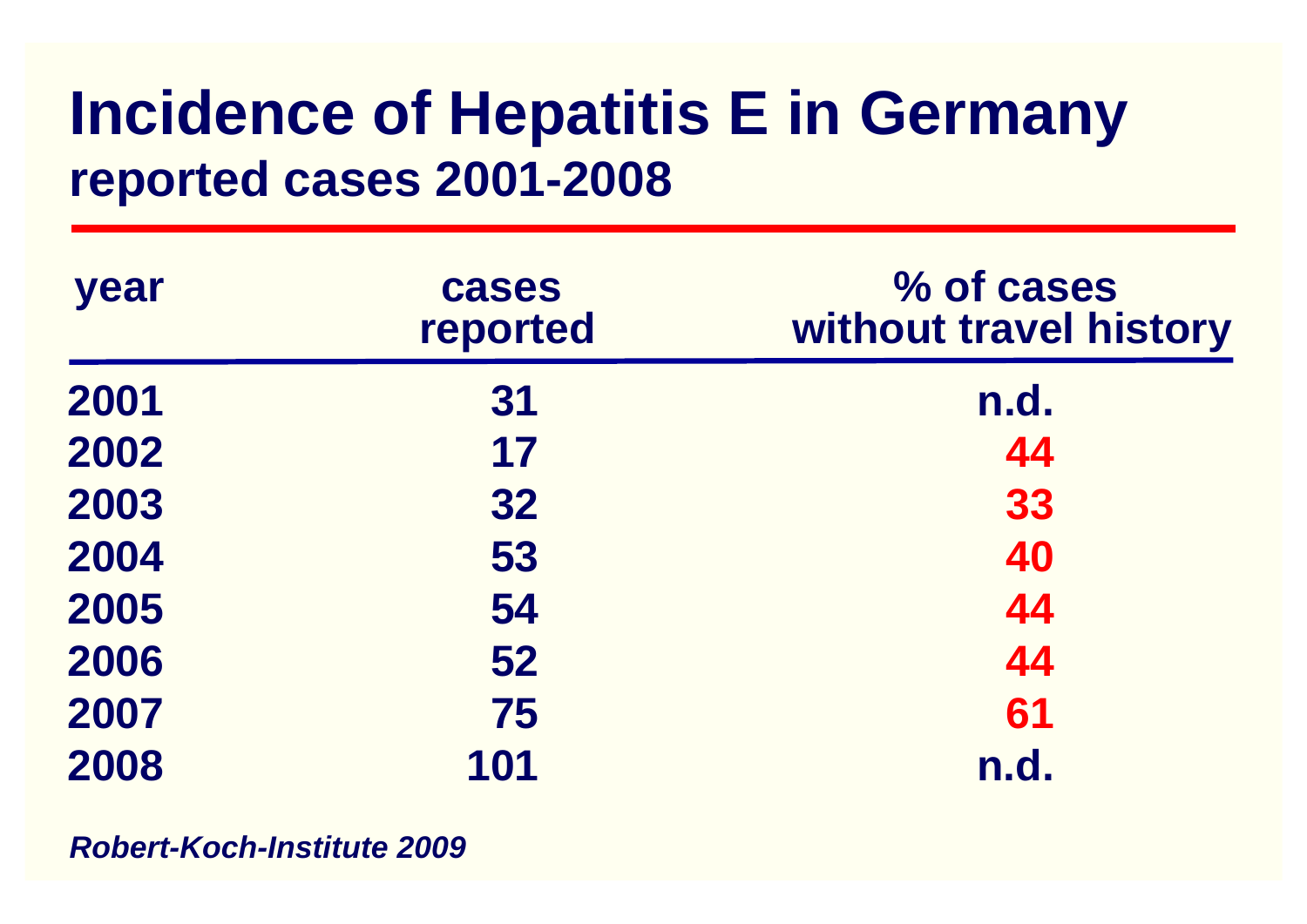# Incidence of Hepatitis E in Germany

## reported cases 2001-2008

| year | cases reported | % of cases without travel history |
|---|---|---|
| 2001 | 31 | n.d. |
| 2002 | 17 | 44 |
| 2003 | 32 | 33 |
| 2004 | 53 | 40 |
| 2005 | 54 | 44 |
| 2006 | 52 | 44 |
| 2007 | 75 | 61 |
| 2008 | 101 | n.d. |

***Robert-Koch-Institute 2009***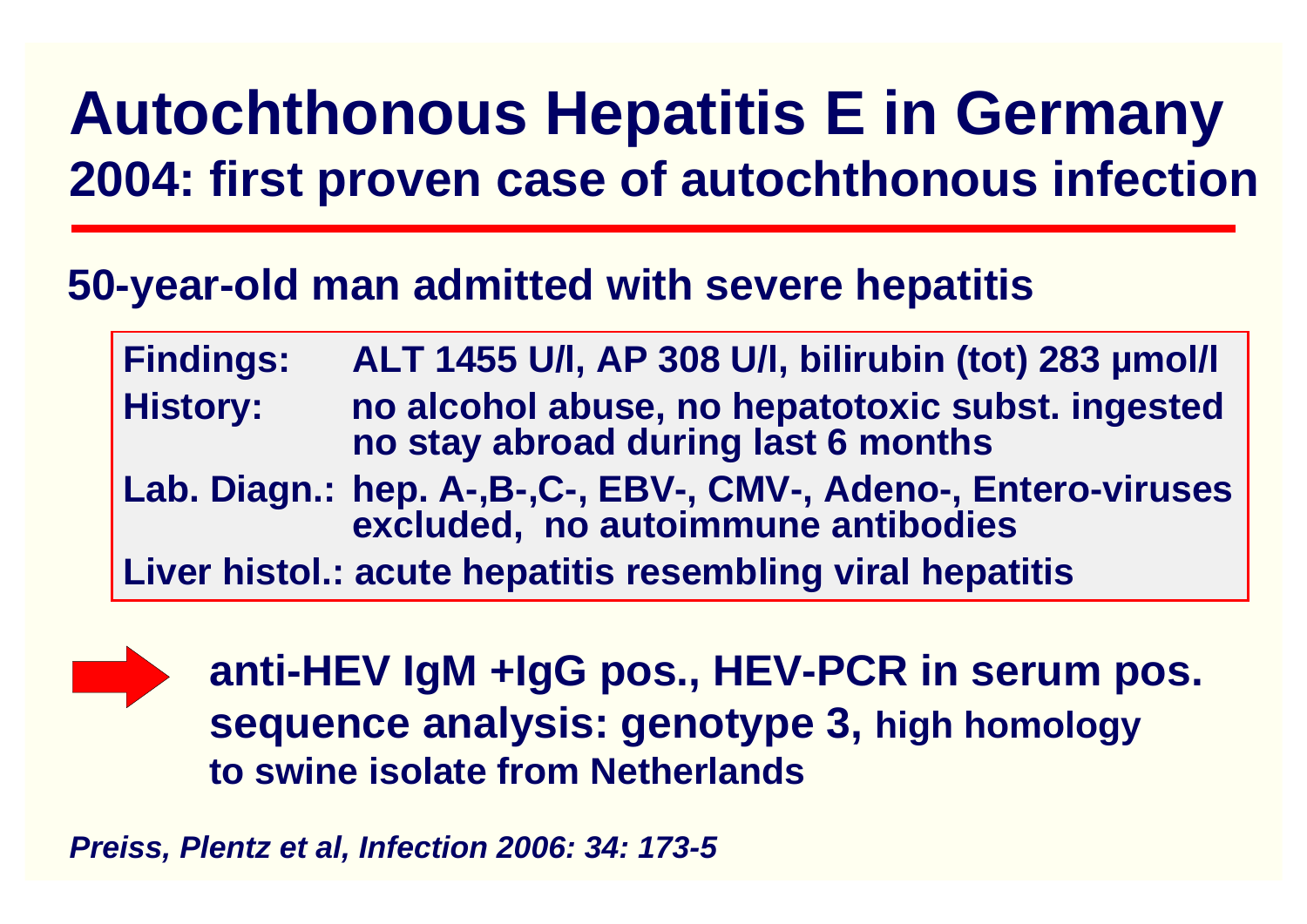# Autochthonous Hepatitis E in Germany

## 2004: first proven case of autochthonous infection

**50-year-old man admitted with severe hepatitis**

| | |
|---|---|
| **Findings:** | **ALT 1455 U/l, AP 308 U/l, bilirubin (tot) 283 µmol/l** |
| **History:** | **no alcohol abuse, no hepatotoxic subst. ingested no stay abroad during last 6 months** |
| **Lab. Diagn.:** | **hep. A-,B-,C-, EBV-, CMV-, Adeno-, Entero-viruses excluded, no autoimmune antibodies** |
| **Liver histol.:** | **acute hepatitis resembling viral hepatitis** |

**anti-HEV IgM +IgG pos., HEV-PCR in serum pos.**
**sequence analysis: genotype 3, high homology to swine isolate from Netherlands**

***Preiss, Plentz et al, Infection 2006: 34: 173-5***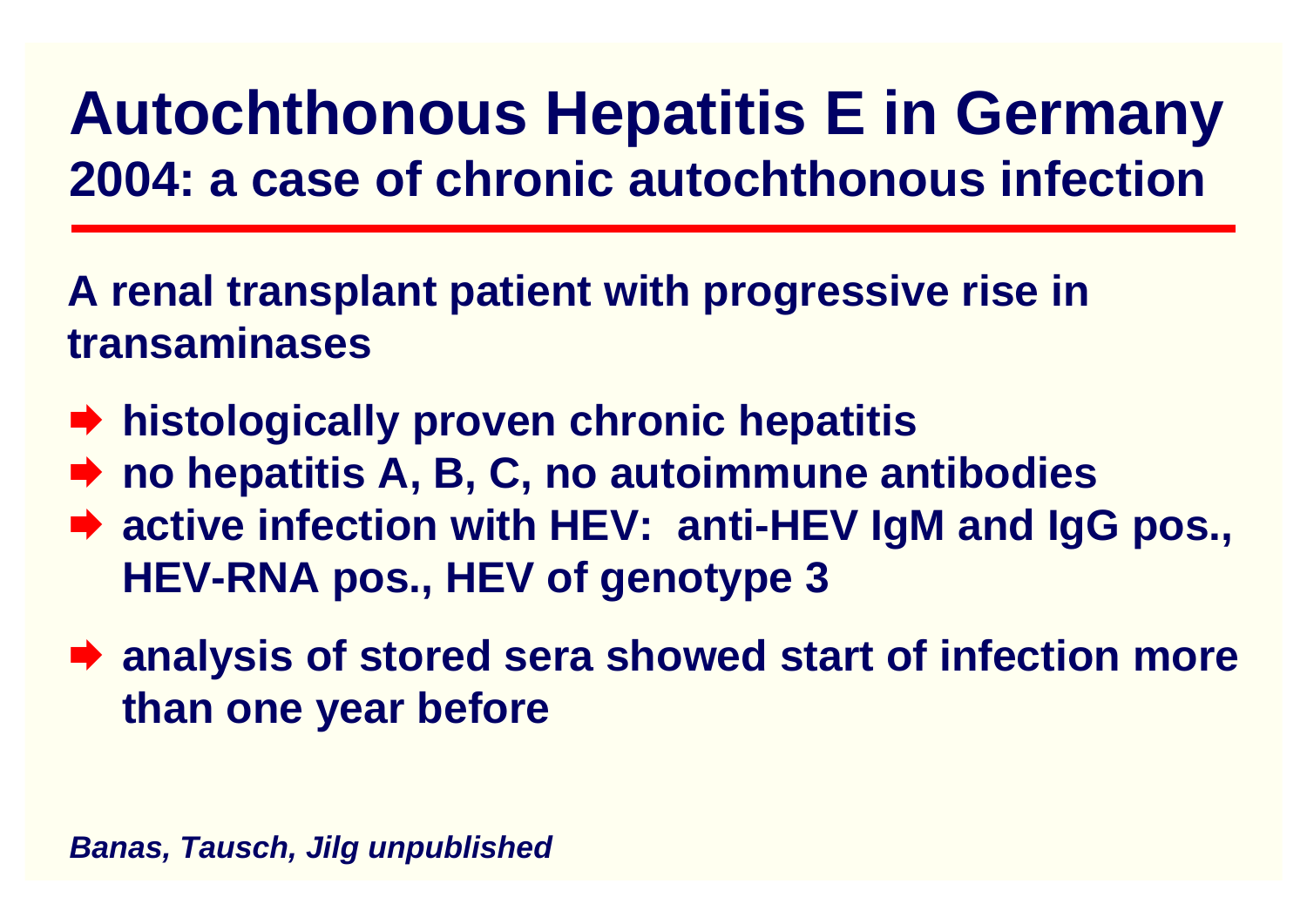# Autochthonous Hepatitis E in Germany

## 2004: a case of chronic autochthonous infection

**A renal transplant patient with progressive rise in transaminases**

- **histologically proven chronic hepatitis**
- **no hepatitis A, B, C, no autoimmune antibodies**
- **active infection with HEV: anti-HEV IgM and IgG pos., HEV-RNA pos., HEV of genotype 3**
- **analysis of stored sera showed start of infection more than one year before**

***Banas, Tausch, Jilg unpublished***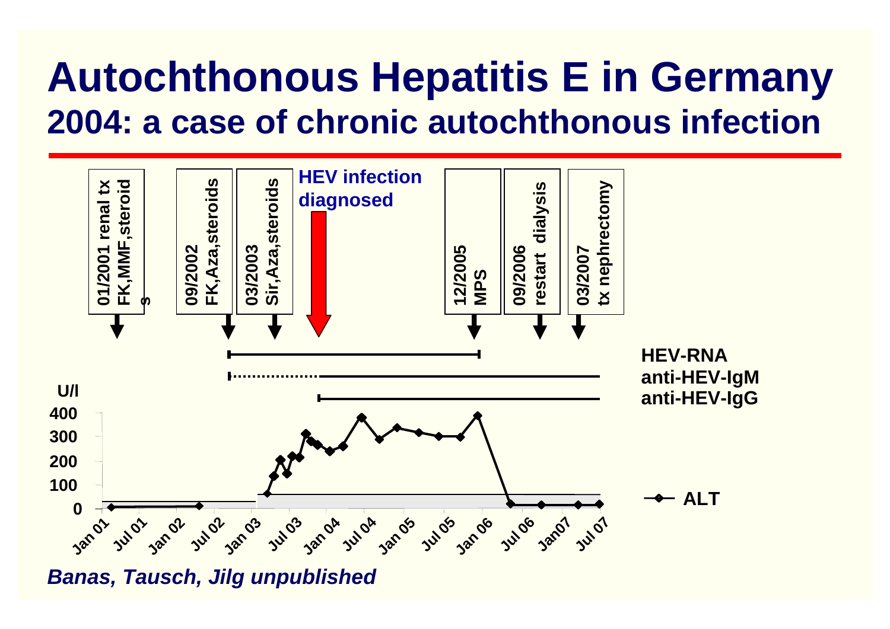# Autochthonous Hepatitis E in Germany

## 2004: a case of chronic autochthonous infection

01/2001 renal tx FK,MMF,steroids

09/2002 FK,Aza,steroids

03/2003 Sir,Aza,steroids

HEV infection diagnosed

12/2005 MPS

09/2006 restart dialysis

03/2007 tx nephrectomy

HEV-RNA

anti-HEV-IgM

anti-HEV-IgG

U/l

400

300

200

100

0

Jan 01, Jul 01, Jan 02, Jul 02, Jan 03, Jul 03, Jan 04, Jul 04, Jan 05, Jul 05, Jan 06, Jul 06, Jan07, Jul 07

ALT

*Banas, Tausch, Jilg unpublished*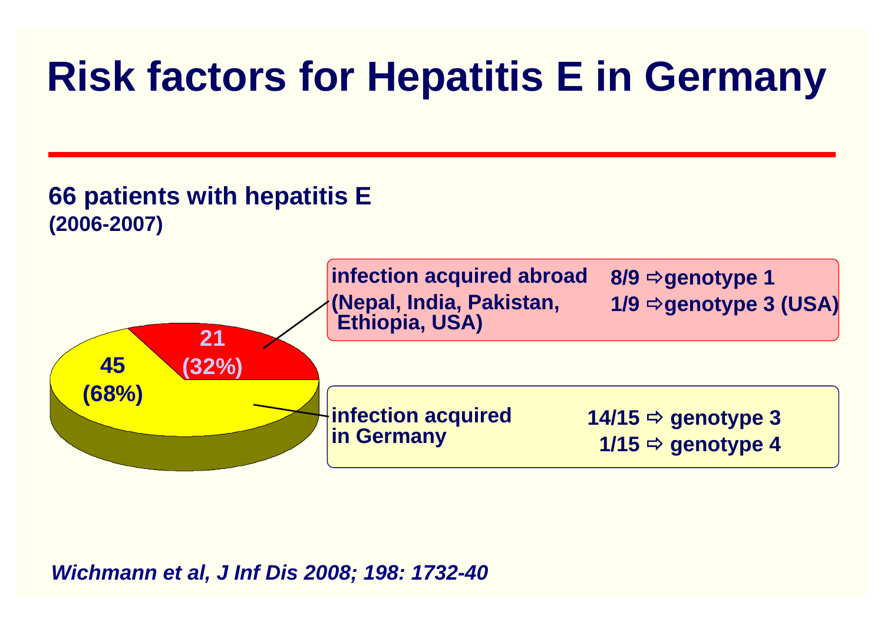# Risk factors for Hepatitis E in Germany

**66 patients with hepatitis E**
**(2006-2007)**

21
(32%)

45
(68%)

**infection acquired abroad (Nepal, India, Pakistan, Ethiopia, USA)**

**8/9 ⇨ genotype 1**
**1/9 ⇨ genotype 3 (USA)**

**infection acquired in Germany**

**14/15 ⇨ genotype 3**
**1/15 ⇨ genotype 4**

***Wichmann et al, J Inf Dis 2008; 198: 1732-40***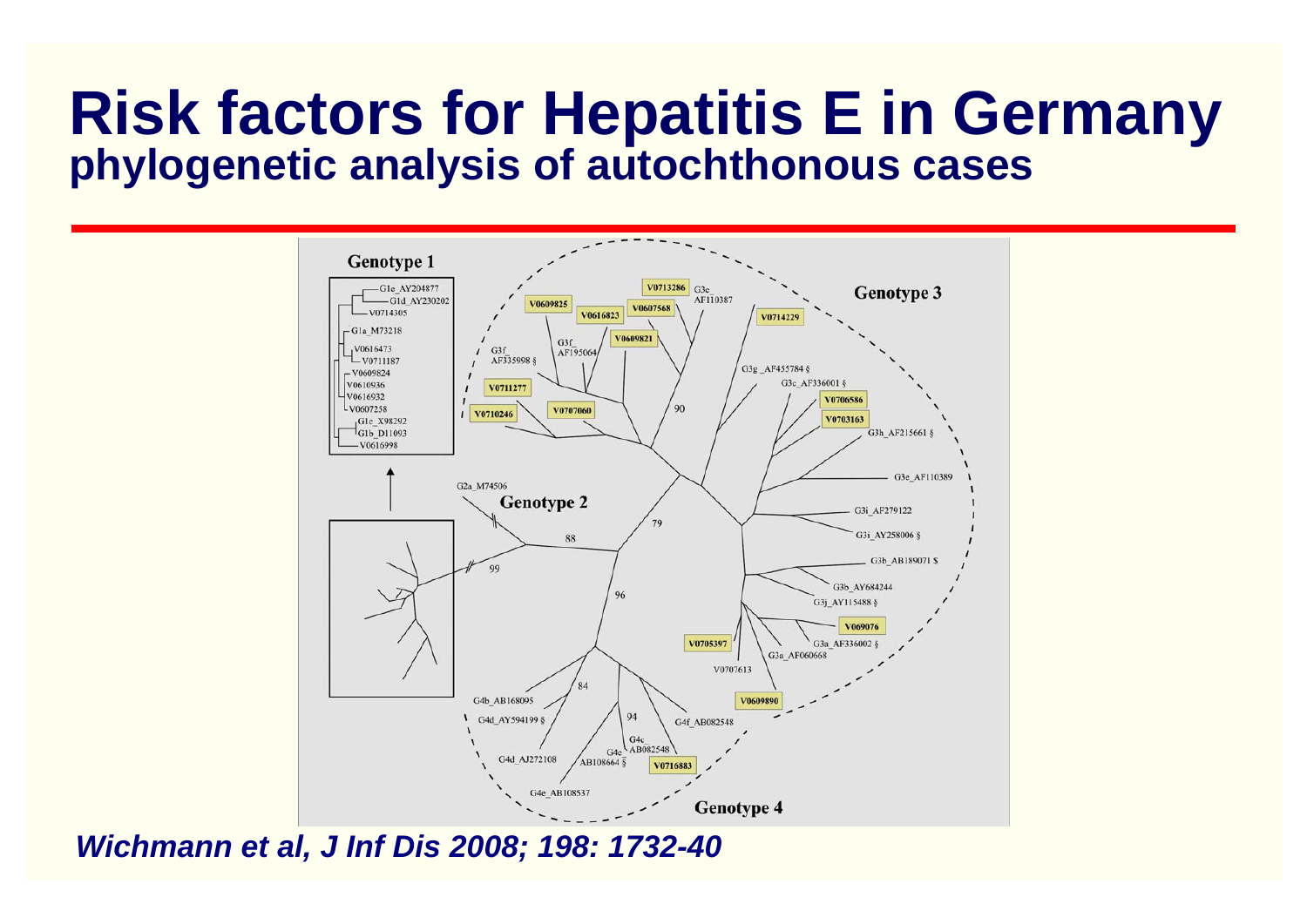# Risk factors for Hepatitis E in Germany

## phylogenetic analysis of autochthonous cases

Genotype 1

G1e_AY204877
G1d_AY230202
V0714305
G1a_M73218
V0616473
V0711187
V0609824
V0610936
V0616932
V0607258
G1c_X98292
G1b_D11093
V0616998

Genotype 2

G2a_M74506

99
88
79
96

Genotype 3

V0713286
G3e AF110387
V0609825
V0616823
V0607568
V0609821
V0714229
G3f AF335998 §
G3f AF195064
G3g_AF455784 §
G3c_AF336001 §
V0711277
V0710246
V0707060
90
V0706586
V0703163
G3h_AF215661 §
G3e_AF110389
G3i_AF279122
G3i_AY258006 §
G3b_AB189071 §
G3b_AY684244
G3j_AY115488 §
V069076
V0705397
G3a_AF336002 §
G3a_AF060668
V0707613
V0609890

Genotype 4

84
G4b_AB168095
G4d_AY594199 §
94
G4f_AB082548
G4c AB082548
G4e AB108664 §
G4d_AJ272108
V0716883
G4e_AB108537

*Wichmann et al, J Inf Dis 2008; 198: 1732-40*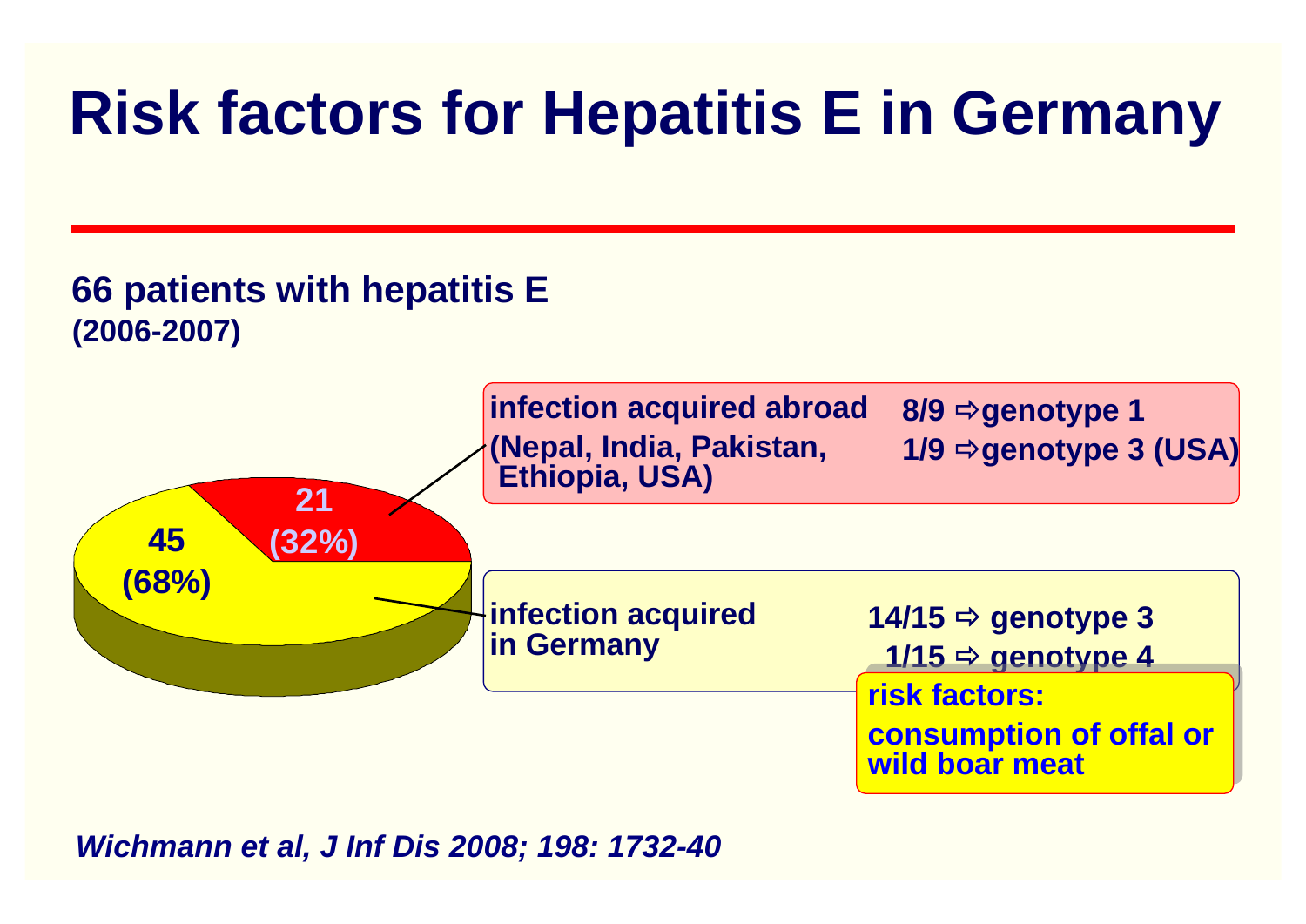# Risk factors for Hepatitis E in Germany

**66 patients with hepatitis E**
**(2006-2007)**

**21 (32%)**

**infection acquired abroad (Nepal, India, Pakistan, Ethiopia, USA)**

- **8/9 ⇨ genotype 1**
- **1/9 ⇨ genotype 3 (USA)**

**45 (68%)**

**infection acquired in Germany**

- **14/15 ⇨ genotype 3**
- **1/15 ⇨ genotype 4**

**risk factors:**
**consumption of offal or wild boar meat**

*Wichmann et al, J Inf Dis 2008; 198: 1732-40*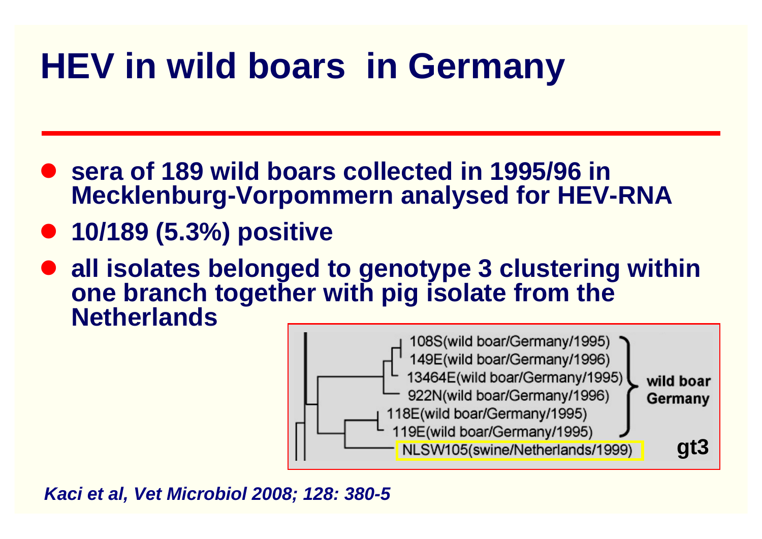# HEV in wild boars in Germany

- **sera of 189 wild boars collected in 1995/96 in Mecklenburg-Vorpommern analysed for HEV-RNA**
- **10/189 (5.3%) positive**
- **all isolates belonged to genotype 3 clustering within one branch together with pig isolate from the Netherlands**

108S(wild boar/Germany/1995)
149E(wild boar/Germany/1996)
13464E(wild boar/Germany/1995)
922N(wild boar/Germany/1996)
118E(wild boar/Germany/1995)
119E(wild boar/Germany/1995)
NLSW105(swine/Netherlands/1999)

**wild boar Germany**

**gt3**

***Kaci et al, Vet Microbiol 2008; 128: 380-5***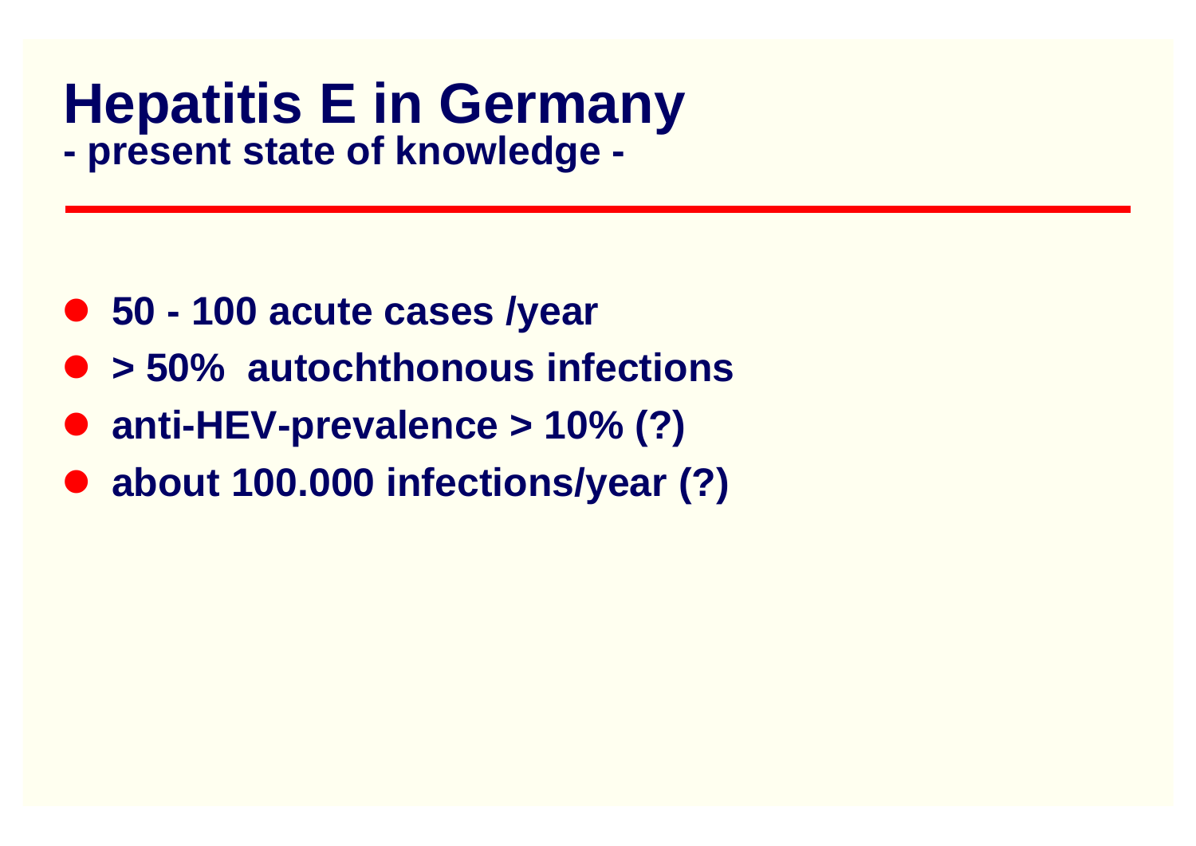# Hepatitis E in Germany

**- present state of knowledge -**

- **50 - 100 acute cases /year**
- **> 50% autochthonous infections**
- **anti-HEV-prevalence > 10% (?)**
- **about 100.000 infections/year (?)**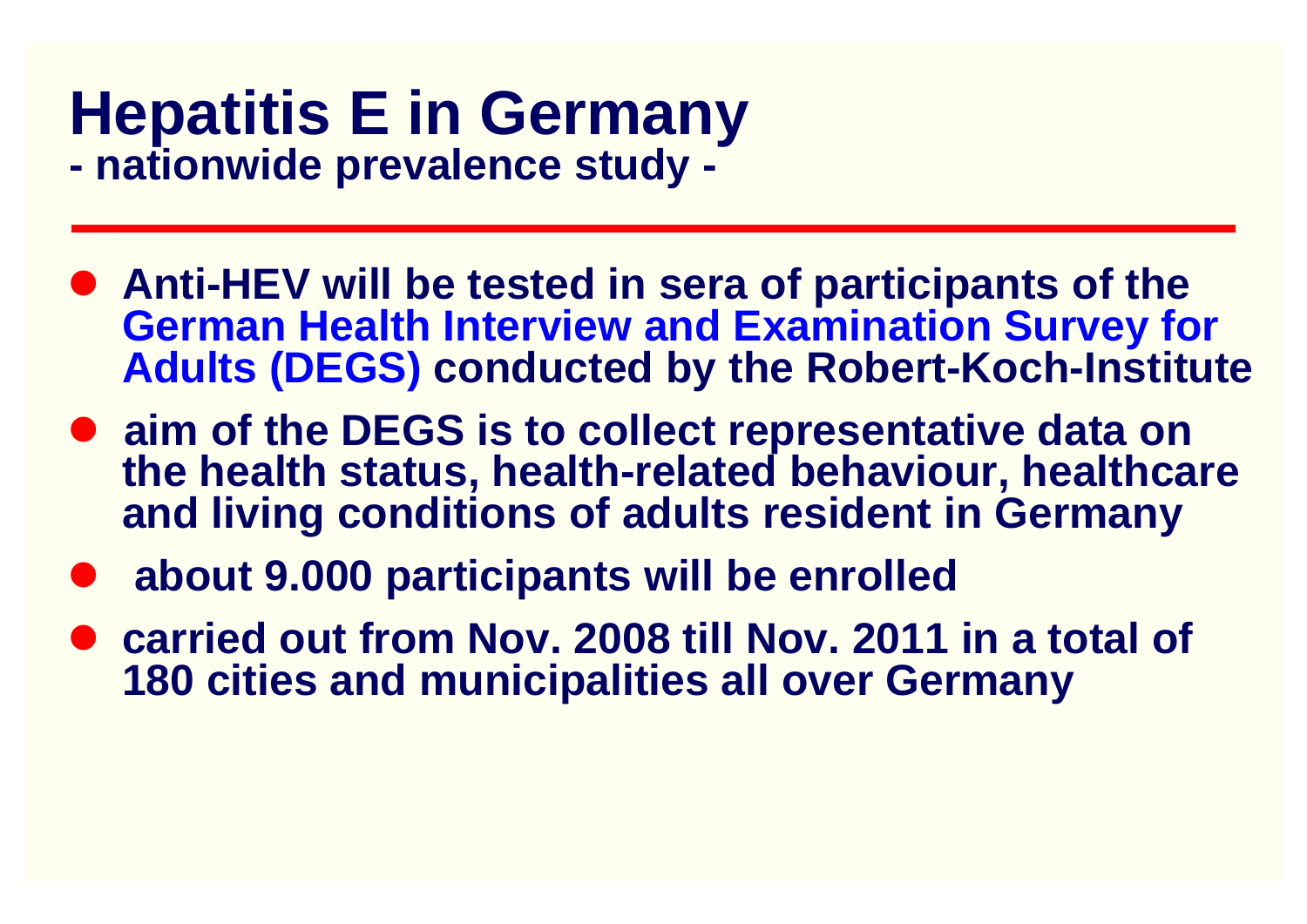# Hepatitis E in Germany

**- nationwide prevalence study -**

- Anti-HEV will be tested in sera of participants of the German Health Interview and Examination Survey for Adults (DEGS) conducted by the Robert-Koch-Institute
- aim of the DEGS is to collect representative data on the health status, health-related behaviour, healthcare and living conditions of adults resident in Germany
- about 9.000 participants will be enrolled
- carried out from Nov. 2008 till Nov. 2011 in a total of 180 cities and municipalities all over Germany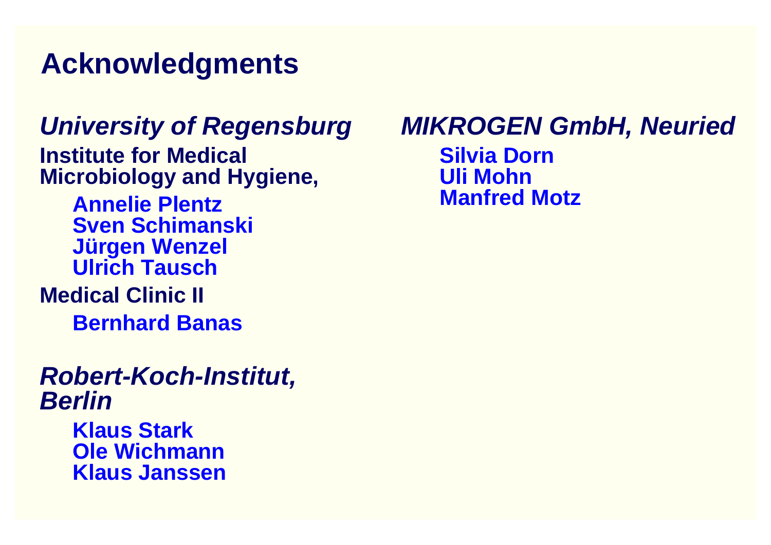# Acknowledgments

***University of Regensburg***

**Institute for Medical Microbiology and Hygiene,**

- **Annelie Plentz**
- **Sven Schimanski**
- **Jürgen Wenzel**
- **Ulrich Tausch**

**Medical Clinic II**

- **Bernhard Banas**

***Robert-Koch-Institut, Berlin***

- **Klaus Stark**
- **Ole Wichmann**
- **Klaus Janssen**

***MIKROGEN GmbH, Neuried***

- **Silvia Dorn**
- **Uli Mohn**
- **Manfred Motz**